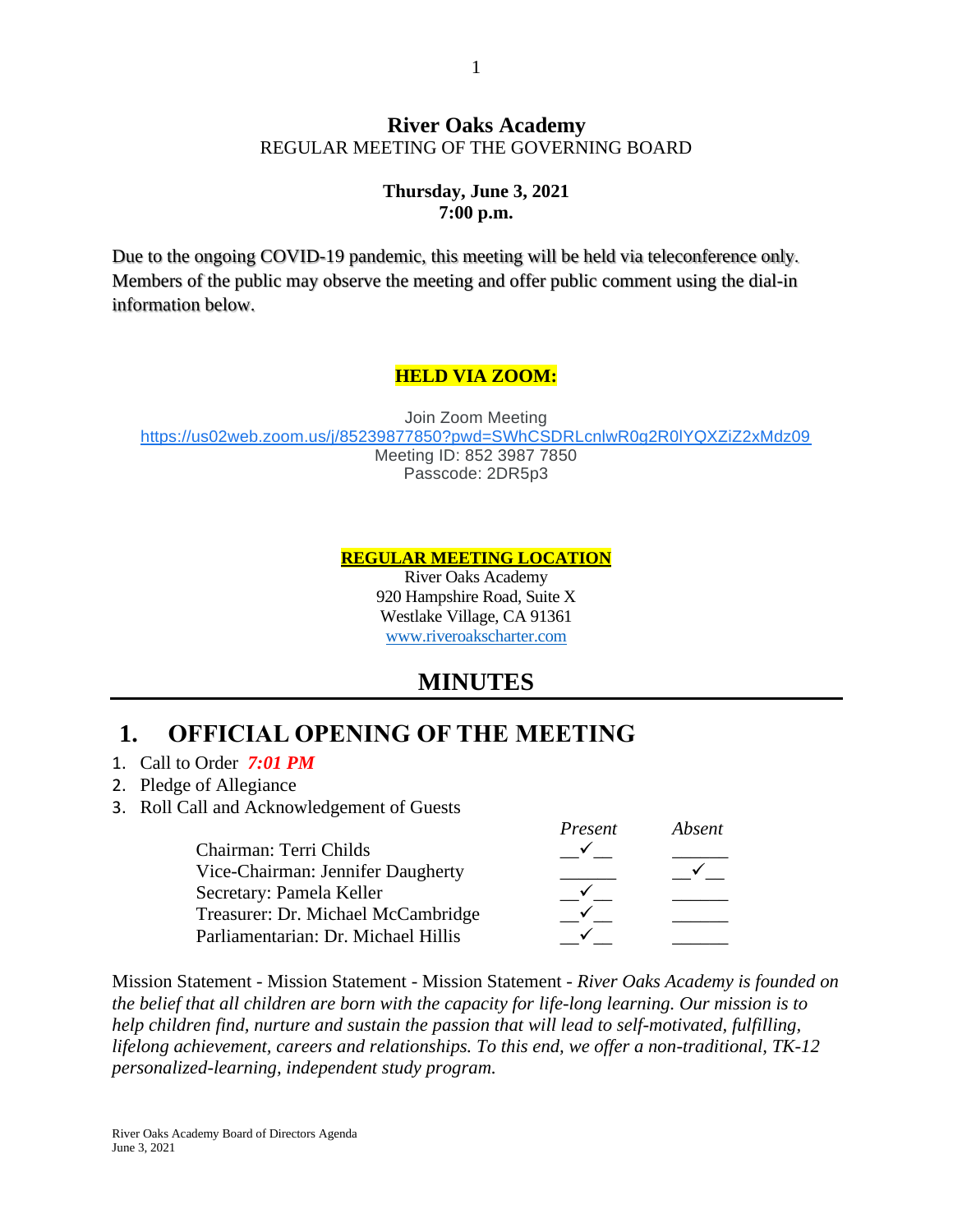# River Oaks Academy

REGULAR MEETING OF THE GOVERNING BOARD

**Thursday, June 3, 2021**
**7:00 p.m.**

Due to the ongoing COVID-19 pandemic, this meeting will be held via teleconference only. Members of the public may observe the meeting and offer public comment using the dial-in information below.

**HELD VIA ZOOM:**

Join Zoom Meeting
https://us02web.zoom.us/j/85239877850?pwd=SWhCSDRLcnlwR0g2R0lYQXZiZ2xMdz09
Meeting ID: 852 3987 7850
Passcode: 2DR5p3

**REGULAR MEETING LOCATION**

River Oaks Academy
920 Hampshire Road, Suite X
Westlake Village, CA 91361
www.riveroakscharter.com

# MINUTES

## 1. OFFICIAL OPENING OF THE MEETING

1. Call to Order ***7:01 PM***
2. Pledge of Allegiance
3. Roll Call and Acknowledgement of Guests

| | *Present* | *Absent* |
|---|---|---|
| Chairman: Terri Childs | ✓ | |
| Vice-Chairman: Jennifer Daugherty | | ✓ |
| Secretary: Pamela Keller | ✓ | |
| Treasurer: Dr. Michael McCambridge | ✓ | |
| Parliamentarian: Dr. Michael Hillis | ✓ | |

Mission Statement - Mission Statement - Mission Statement - *River Oaks Academy is founded on the belief that all children are born with the capacity for life-long learning. Our mission is to help children find, nurture and sustain the passion that will lead to self-motivated, fulfilling, lifelong achievement, careers and relationships. To this end, we offer a non-traditional, TK-12 personalized-learning, independent study program.*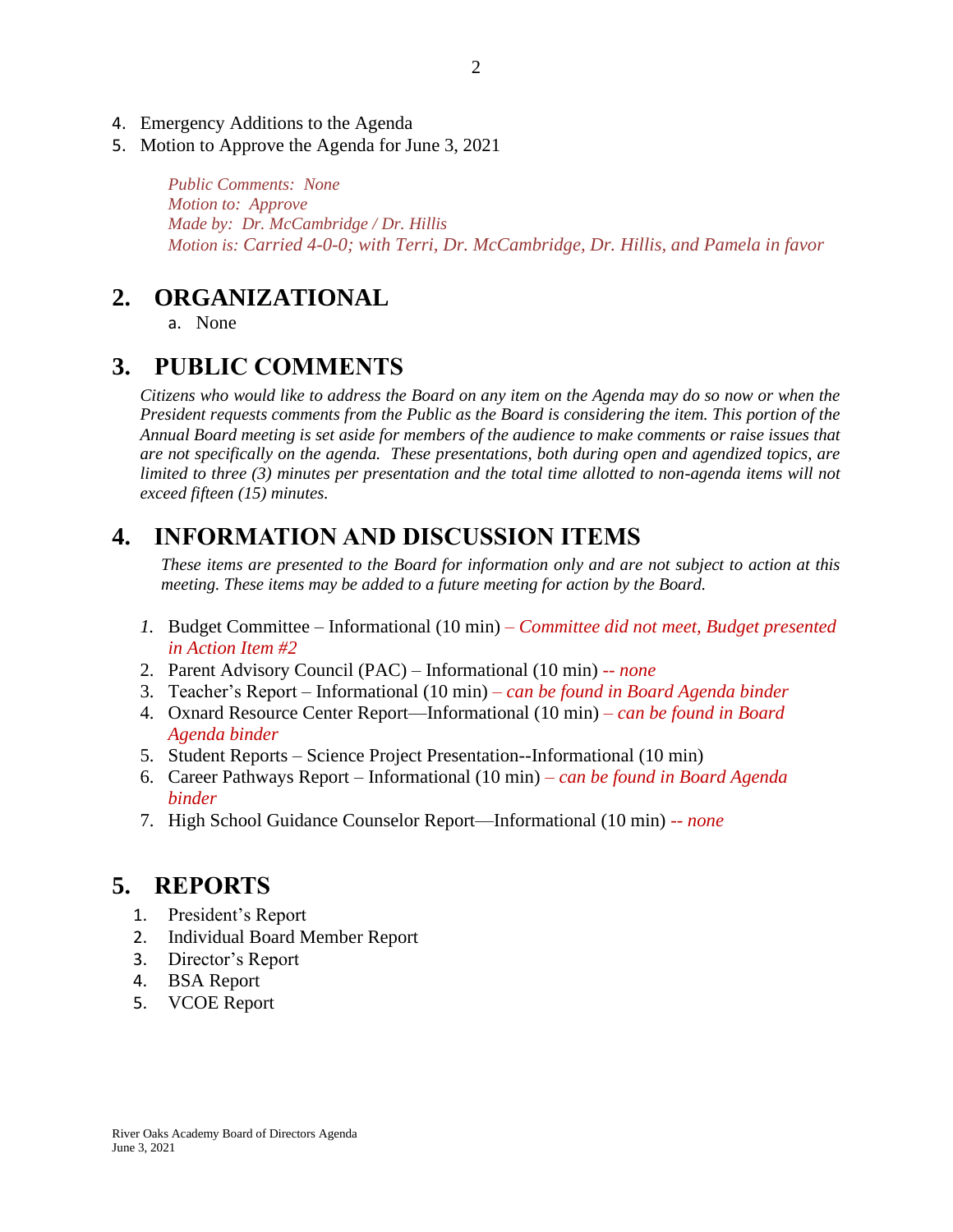4. Emergency Additions to the Agenda
5. Motion to Approve the Agenda for June 3, 2021

   *Public Comments: None*
   *Motion to: Approve*
   *Made by: Dr. McCambridge / Dr. Hillis*
   *Motion is: Carried 4-0-0; with Terri, Dr. McCambridge, Dr. Hillis, and Pamela in favor*

# 2. ORGANIZATIONAL

a. None

# 3. PUBLIC COMMENTS

*Citizens who would like to address the Board on any item on the Agenda may do so now or when the President requests comments from the Public as the Board is considering the item. This portion of the Annual Board meeting is set aside for members of the audience to make comments or raise issues that are not specifically on the agenda. These presentations, both during open and agendized topics, are limited to three (3) minutes per presentation and the total time allotted to non-agenda items will not exceed fifteen (15) minutes.*

# 4. INFORMATION AND DISCUSSION ITEMS

*These items are presented to the Board for information only and are not subject to action at this meeting. These items may be added to a future meeting for action by the Board.*

1. Budget Committee – Informational (10 min) – *Committee did not meet, Budget presented in Action Item #2*
2. Parent Advisory Council (PAC) – Informational (10 min) -- *none*
3. Teacher's Report – Informational (10 min) – *can be found in Board Agenda binder*
4. Oxnard Resource Center Report—Informational (10 min) – *can be found in Board Agenda binder*
5. Student Reports – Science Project Presentation--Informational (10 min)
6. Career Pathways Report – Informational (10 min) – *can be found in Board Agenda binder*
7. High School Guidance Counselor Report—Informational (10 min) -- *none*

# 5. REPORTS

1. President's Report
2. Individual Board Member Report
3. Director's Report
4. BSA Report
5. VCOE Report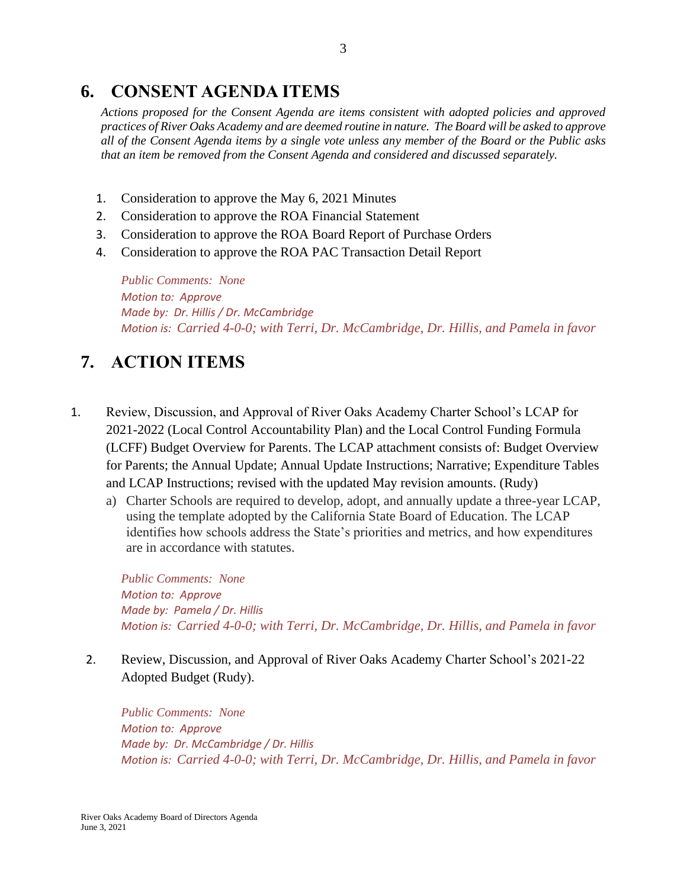## 6. CONSENT AGENDA ITEMS

*Actions proposed for the Consent Agenda are items consistent with adopted policies and approved practices of River Oaks Academy and are deemed routine in nature. The Board will be asked to approve all of the Consent Agenda items by a single vote unless any member of the Board or the Public asks that an item be removed from the Consent Agenda and considered and discussed separately.*

1. Consideration to approve the May 6, 2021 Minutes
2. Consideration to approve the ROA Financial Statement
3. Consideration to approve the ROA Board Report of Purchase Orders
4. Consideration to approve the ROA PAC Transaction Detail Report

*Public Comments: None*
*Motion to: Approve*
*Made by: Dr. Hillis / Dr. McCambridge*
*Motion is: Carried 4-0-0; with Terri, Dr. McCambridge, Dr. Hillis, and Pamela in favor*

## 7. ACTION ITEMS

1. Review, Discussion, and Approval of River Oaks Academy Charter School's LCAP for 2021-2022 (Local Control Accountability Plan) and the Local Control Funding Formula (LCFF) Budget Overview for Parents. The LCAP attachment consists of: Budget Overview for Parents; the Annual Update; Annual Update Instructions; Narrative; Expenditure Tables and LCAP Instructions; revised with the updated May revision amounts. (Rudy)
   a) Charter Schools are required to develop, adopt, and annually update a three-year LCAP, using the template adopted by the California State Board of Education. The LCAP identifies how schools address the State's priorities and metrics, and how expenditures are in accordance with statutes.

   *Public Comments: None*
   *Motion to: Approve*
   *Made by: Pamela / Dr. Hillis*
   *Motion is: Carried 4-0-0; with Terri, Dr. McCambridge, Dr. Hillis, and Pamela in favor*

2. Review, Discussion, and Approval of River Oaks Academy Charter School's 2021-22 Adopted Budget (Rudy).

   *Public Comments: None*
   *Motion to: Approve*
   *Made by: Dr. McCambridge / Dr. Hillis*
   *Motion is: Carried 4-0-0; with Terri, Dr. McCambridge, Dr. Hillis, and Pamela in favor*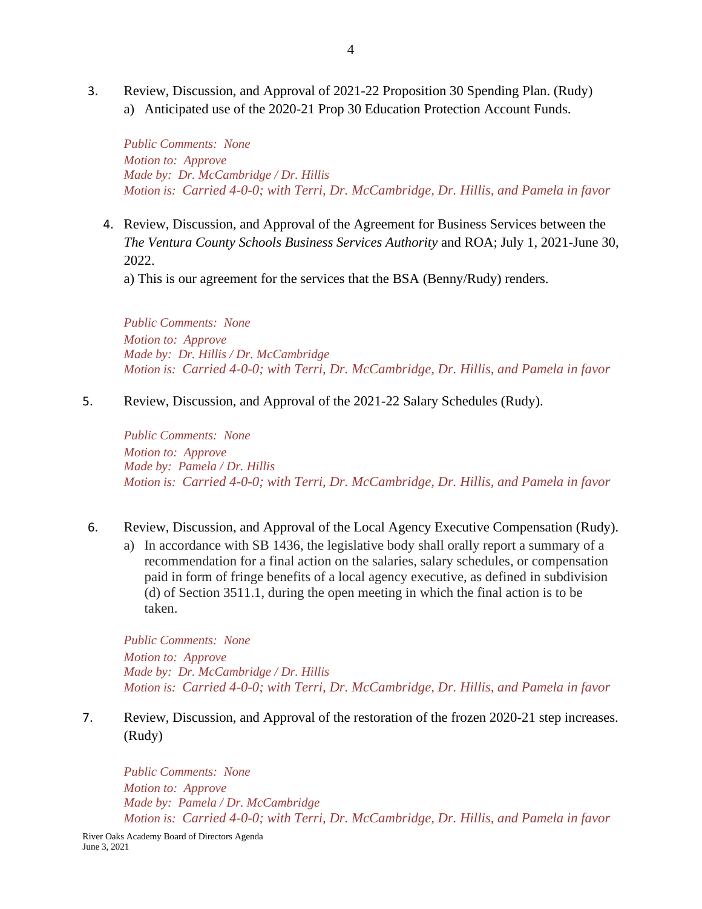3. Review, Discussion, and Approval of 2021-22 Proposition 30 Spending Plan. (Rudy)
   a) Anticipated use of the 2020-21 Prop 30 Education Protection Account Funds.

   *Public Comments: None*
   *Motion to: Approve*
   *Made by: Dr. McCambridge / Dr. Hillis*
   *Motion is: Carried 4-0-0; with Terri, Dr. McCambridge, Dr. Hillis, and Pamela in favor*

4. Review, Discussion, and Approval of the Agreement for Business Services between the *The Ventura County Schools Business Services Authority* and ROA; July 1, 2021-June 30, 2022.
   a) This is our agreement for the services that the BSA (Benny/Rudy) renders.

   *Public Comments: None*
   *Motion to: Approve*
   *Made by: Dr. Hillis / Dr. McCambridge*
   *Motion is: Carried 4-0-0; with Terri, Dr. McCambridge, Dr. Hillis, and Pamela in favor*

5. Review, Discussion, and Approval of the 2021-22 Salary Schedules (Rudy).

   *Public Comments: None*
   *Motion to: Approve*
   *Made by: Pamela / Dr. Hillis*
   *Motion is: Carried 4-0-0; with Terri, Dr. McCambridge, Dr. Hillis, and Pamela in favor*

6. Review, Discussion, and Approval of the Local Agency Executive Compensation (Rudy).
   a) In accordance with SB 1436, the legislative body shall orally report a summary of a recommendation for a final action on the salaries, salary schedules, or compensation paid in form of fringe benefits of a local agency executive, as defined in subdivision (d) of Section 3511.1, during the open meeting in which the final action is to be taken.

   *Public Comments: None*
   *Motion to: Approve*
   *Made by: Dr. McCambridge / Dr. Hillis*
   *Motion is: Carried 4-0-0; with Terri, Dr. McCambridge, Dr. Hillis, and Pamela in favor*

7. Review, Discussion, and Approval of the restoration of the frozen 2020-21 step increases. (Rudy)

   *Public Comments: None*
   *Motion to: Approve*
   *Made by: Pamela / Dr. McCambridge*
   *Motion is: Carried 4-0-0; with Terri, Dr. McCambridge, Dr. Hillis, and Pamela in favor*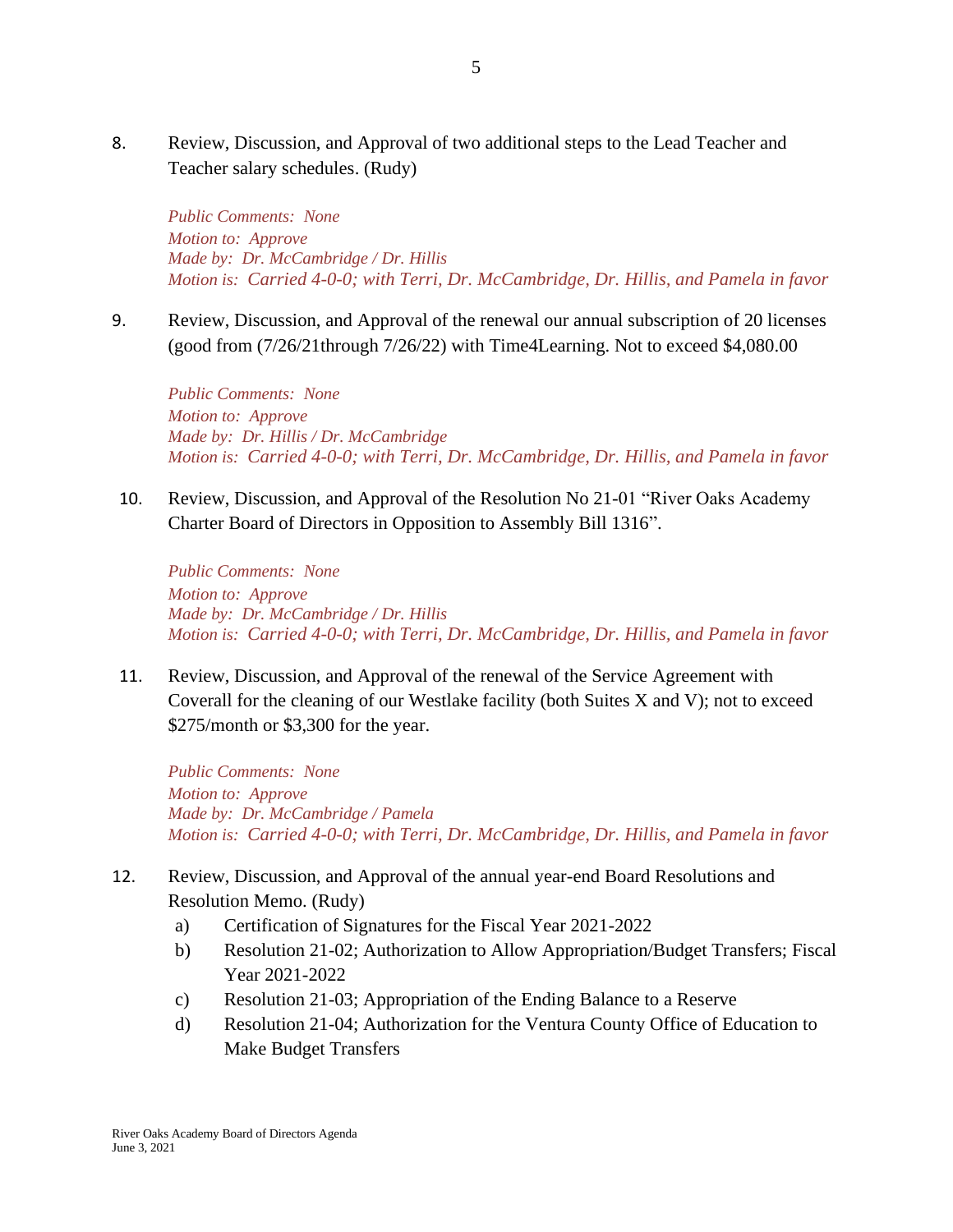8. Review, Discussion, and Approval of two additional steps to the Lead Teacher and Teacher salary schedules. (Rudy)

   *Public Comments: None*
   *Motion to: Approve*
   *Made by: Dr. McCambridge / Dr. Hillis*
   *Motion is: Carried 4-0-0; with Terri, Dr. McCambridge, Dr. Hillis, and Pamela in favor*

9. Review, Discussion, and Approval of the renewal our annual subscription of 20 licenses (good from (7/26/21through 7/26/22) with Time4Learning. Not to exceed $4,080.00

   *Public Comments: None*
   *Motion to: Approve*
   *Made by: Dr. Hillis / Dr. McCambridge*
   *Motion is: Carried 4-0-0; with Terri, Dr. McCambridge, Dr. Hillis, and Pamela in favor*

10. Review, Discussion, and Approval of the Resolution No 21-01 "River Oaks Academy Charter Board of Directors in Opposition to Assembly Bill 1316".

    *Public Comments: None*
    *Motion to: Approve*
    *Made by: Dr. McCambridge / Dr. Hillis*
    *Motion is: Carried 4-0-0; with Terri, Dr. McCambridge, Dr. Hillis, and Pamela in favor*

11. Review, Discussion, and Approval of the renewal of the Service Agreement with Coverall for the cleaning of our Westlake facility (both Suites X and V); not to exceed $275/month or $3,300 for the year.

    *Public Comments: None*
    *Motion to: Approve*
    *Made by: Dr. McCambridge / Pamela*
    *Motion is: Carried 4-0-0; with Terri, Dr. McCambridge, Dr. Hillis, and Pamela in favor*

12. Review, Discussion, and Approval of the annual year-end Board Resolutions and Resolution Memo. (Rudy)
    a) Certification of Signatures for the Fiscal Year 2021-2022
    b) Resolution 21-02; Authorization to Allow Appropriation/Budget Transfers; Fiscal Year 2021-2022
    c) Resolution 21-03; Appropriation of the Ending Balance to a Reserve
    d) Resolution 21-04; Authorization for the Ventura County Office of Education to Make Budget Transfers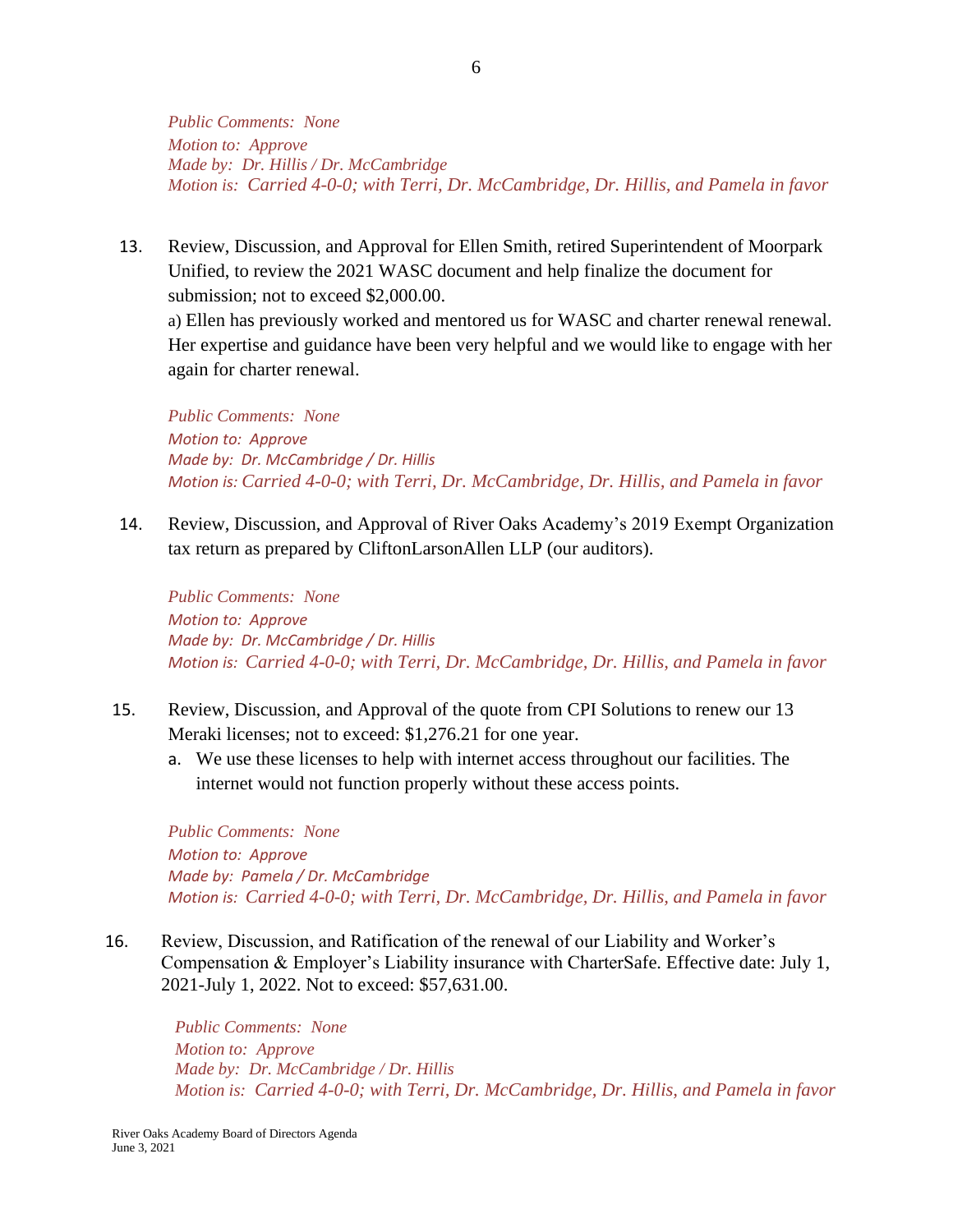*Public Comments: None*
*Motion to: Approve*
*Made by: Dr. Hillis / Dr. McCambridge*
*Motion is: Carried 4-0-0; with Terri, Dr. McCambridge, Dr. Hillis, and Pamela in favor*

13. Review, Discussion, and Approval for Ellen Smith, retired Superintendent of Moorpark Unified, to review the 2021 WASC document and help finalize the document for submission; not to exceed $2,000.00.
    a) Ellen has previously worked and mentored us for WASC and charter renewal renewal. Her expertise and guidance have been very helpful and we would like to engage with her again for charter renewal.

    *Public Comments: None*
    *Motion to: Approve*
    *Made by: Dr. McCambridge / Dr. Hillis*
    *Motion is: Carried 4-0-0; with Terri, Dr. McCambridge, Dr. Hillis, and Pamela in favor*

14. Review, Discussion, and Approval of River Oaks Academy's 2019 Exempt Organization tax return as prepared by CliftonLarsonAllen LLP (our auditors).

    *Public Comments: None*
    *Motion to: Approve*
    *Made by: Dr. McCambridge / Dr. Hillis*
    *Motion is: Carried 4-0-0; with Terri, Dr. McCambridge, Dr. Hillis, and Pamela in favor*

15. Review, Discussion, and Approval of the quote from CPI Solutions to renew our 13 Meraki licenses; not to exceed: $1,276.21 for one year.
    a. We use these licenses to help with internet access throughout our facilities. The internet would not function properly without these access points.

    *Public Comments: None*
    *Motion to: Approve*
    *Made by: Pamela / Dr. McCambridge*
    *Motion is: Carried 4-0-0; with Terri, Dr. McCambridge, Dr. Hillis, and Pamela in favor*

16. Review, Discussion, and Ratification of the renewal of our Liability and Worker's Compensation & Employer's Liability insurance with CharterSafe. Effective date: July 1, 2021-July 1, 2022. Not to exceed: $57,631.00.

    *Public Comments: None*
    *Motion to: Approve*
    *Made by: Dr. McCambridge / Dr. Hillis*
    *Motion is: Carried 4-0-0; with Terri, Dr. McCambridge, Dr. Hillis, and Pamela in favor*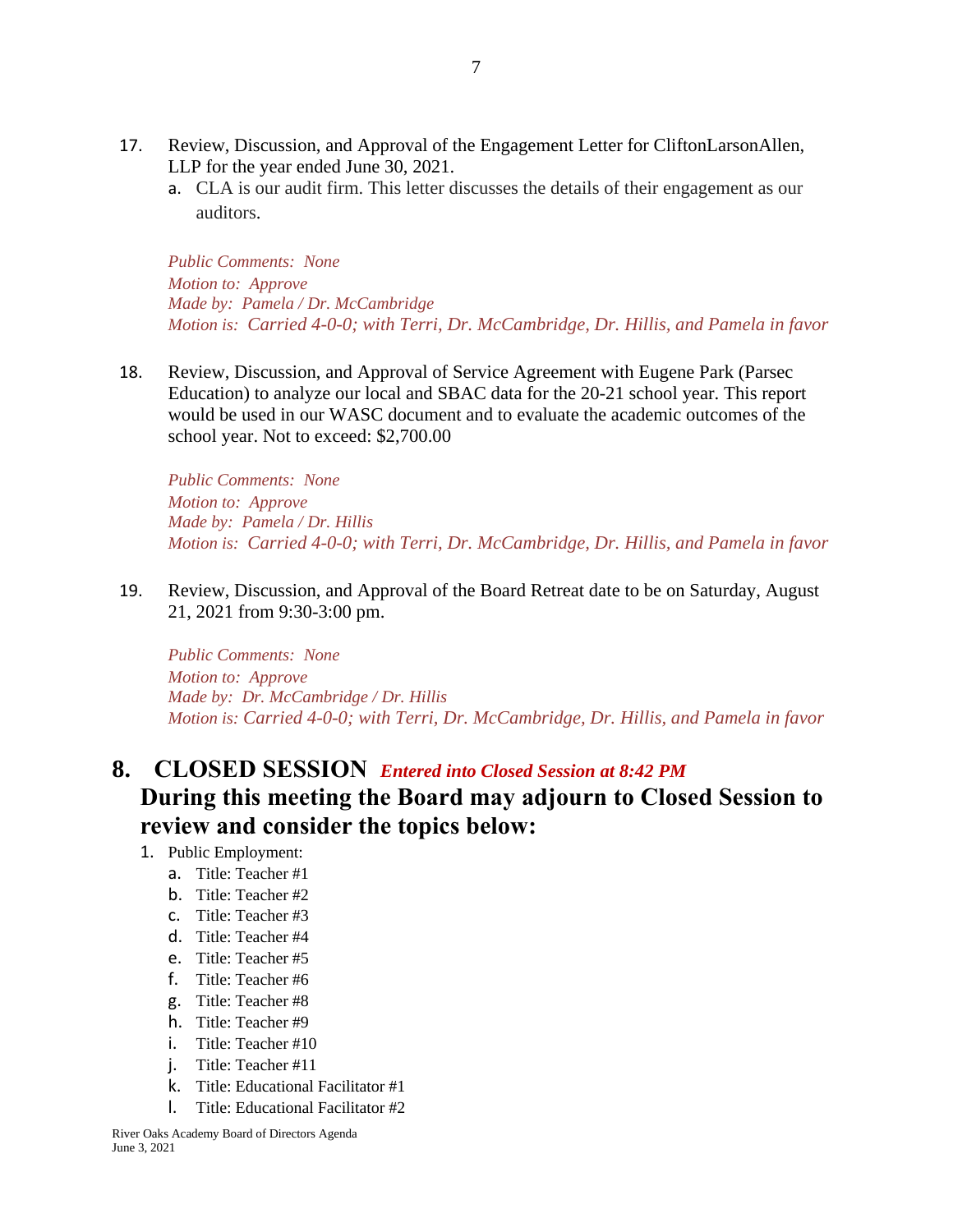17. Review, Discussion, and Approval of the Engagement Letter for CliftonLarsonAllen, LLP for the year ended June 30, 2021.
    a. CLA is our audit firm. This letter discusses the details of their engagement as our auditors.

    *Public Comments: None*
    *Motion to: Approve*
    *Made by: Pamela / Dr. McCambridge*
    *Motion is: Carried 4-0-0; with Terri, Dr. McCambridge, Dr. Hillis, and Pamela in favor*

18. Review, Discussion, and Approval of Service Agreement with Eugene Park (Parsec Education) to analyze our local and SBAC data for the 20-21 school year. This report would be used in our WASC document and to evaluate the academic outcomes of the school year. Not to exceed: $2,700.00

    *Public Comments: None*
    *Motion to: Approve*
    *Made by: Pamela / Dr. Hillis*
    *Motion is: Carried 4-0-0; with Terri, Dr. McCambridge, Dr. Hillis, and Pamela in favor*

19. Review, Discussion, and Approval of the Board Retreat date to be on Saturday, August 21, 2021 from 9:30-3:00 pm.

    *Public Comments: None*
    *Motion to: Approve*
    *Made by: Dr. McCambridge / Dr. Hillis*
    *Motion is: Carried 4-0-0; with Terri, Dr. McCambridge, Dr. Hillis, and Pamela in favor*

## 8. CLOSED SESSION ***Entered into Closed Session at 8:42 PM***

## During this meeting the Board may adjourn to Closed Session to review and consider the topics below:

1. Public Employment:
    a. Title: Teacher #1
    b. Title: Teacher #2
    c. Title: Teacher #3
    d. Title: Teacher #4
    e. Title: Teacher #5
    f. Title: Teacher #6
    g. Title: Teacher #8
    h. Title: Teacher #9
    i. Title: Teacher #10
    j. Title: Teacher #11
    k. Title: Educational Facilitator #1
    l. Title: Educational Facilitator #2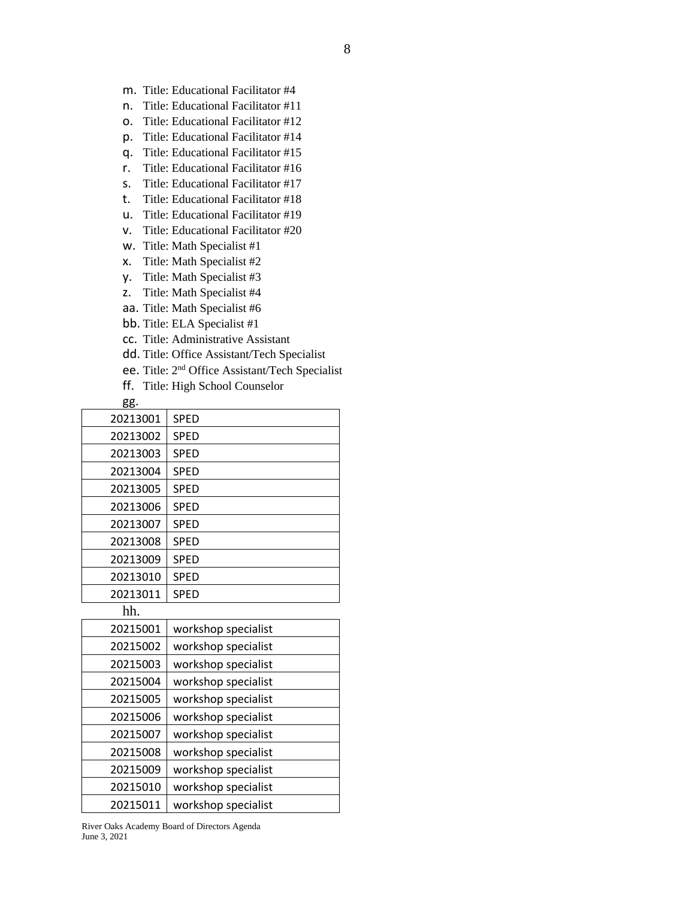m. Title: Educational Facilitator #4
n. Title: Educational Facilitator #11
o. Title: Educational Facilitator #12
p. Title: Educational Facilitator #14
q. Title: Educational Facilitator #15
r. Title: Educational Facilitator #16
s. Title: Educational Facilitator #17
t. Title: Educational Facilitator #18
u. Title: Educational Facilitator #19
v. Title: Educational Facilitator #20
w. Title: Math Specialist #1
x. Title: Math Specialist #2
y. Title: Math Specialist #3
z. Title: Math Specialist #4
aa. Title: Math Specialist #6
bb. Title: ELA Specialist #1
cc. Title: Administrative Assistant
dd. Title: Office Assistant/Tech Specialist
ee. Title: 2nd Office Assistant/Tech Specialist
ff. Title: High School Counselor
gg.

| | |
|---|---|
| 20213001 | SPED |
| 20213002 | SPED |
| 20213003 | SPED |
| 20213004 | SPED |
| 20213005 | SPED |
| 20213006 | SPED |
| 20213007 | SPED |
| 20213008 | SPED |
| 20213009 | SPED |
| 20213010 | SPED |
| 20213011 | SPED |

hh.

| | |
|---|---|
| 20215001 | workshop specialist |
| 20215002 | workshop specialist |
| 20215003 | workshop specialist |
| 20215004 | workshop specialist |
| 20215005 | workshop specialist |
| 20215006 | workshop specialist |
| 20215007 | workshop specialist |
| 20215008 | workshop specialist |
| 20215009 | workshop specialist |
| 20215010 | workshop specialist |
| 20215011 | workshop specialist |

River Oaks Academy Board of Directors Agenda
June 3, 2021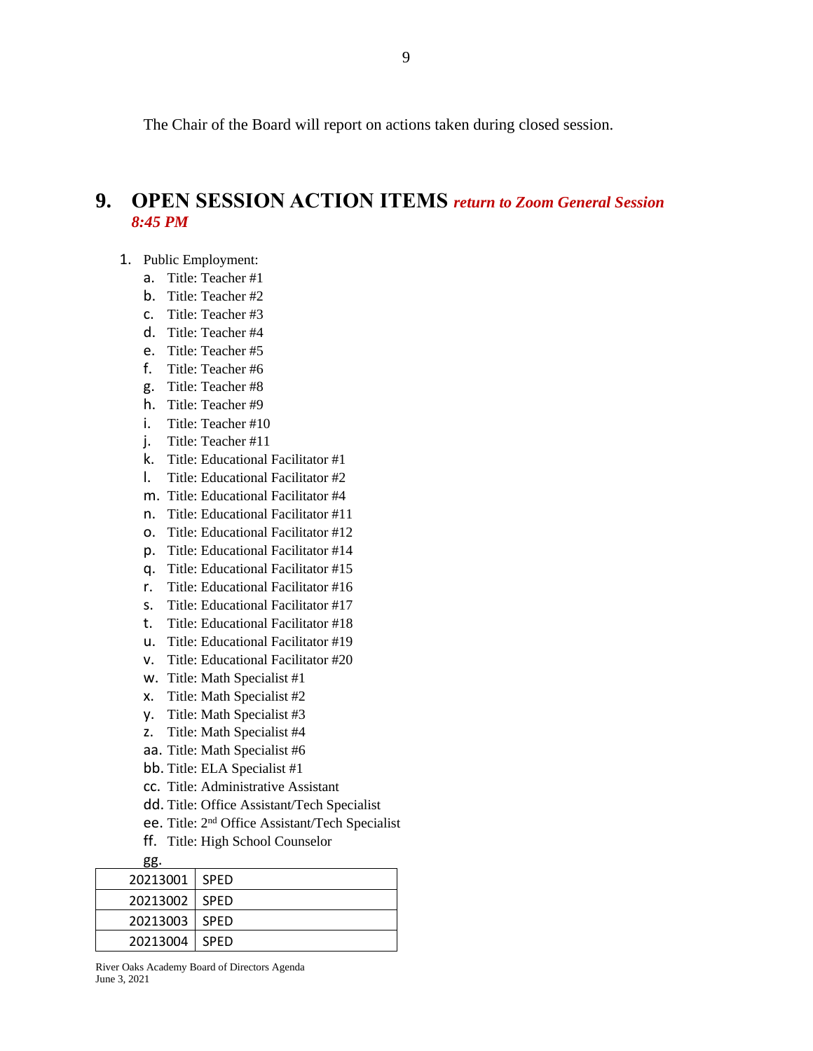The Chair of the Board will report on actions taken during closed session.

## 9. OPEN SESSION ACTION ITEMS *return to Zoom General Session 8:45 PM*

1. Public Employment:
   a. Title: Teacher #1
   b. Title: Teacher #2
   c. Title: Teacher #3
   d. Title: Teacher #4
   e. Title: Teacher #5
   f. Title: Teacher #6
   g. Title: Teacher #8
   h. Title: Teacher #9
   i. Title: Teacher #10
   j. Title: Teacher #11
   k. Title: Educational Facilitator #1
   l. Title: Educational Facilitator #2
   m. Title: Educational Facilitator #4
   n. Title: Educational Facilitator #11
   o. Title: Educational Facilitator #12
   p. Title: Educational Facilitator #14
   q. Title: Educational Facilitator #15
   r. Title: Educational Facilitator #16
   s. Title: Educational Facilitator #17
   t. Title: Educational Facilitator #18
   u. Title: Educational Facilitator #19
   v. Title: Educational Facilitator #20
   w. Title: Math Specialist #1
   x. Title: Math Specialist #2
   y. Title: Math Specialist #3
   z. Title: Math Specialist #4
   aa. Title: Math Specialist #6
   bb. Title: ELA Specialist #1
   cc. Title: Administrative Assistant
   dd. Title: Office Assistant/Tech Specialist
   ee. Title: 2nd Office Assistant/Tech Specialist
   ff. Title: High School Counselor
   gg.

| | |
|---|---|
| 20213001 | SPED |
| 20213002 | SPED |
| 20213003 | SPED |
| 20213004 | SPED |

River Oaks Academy Board of Directors Agenda
June 3, 2021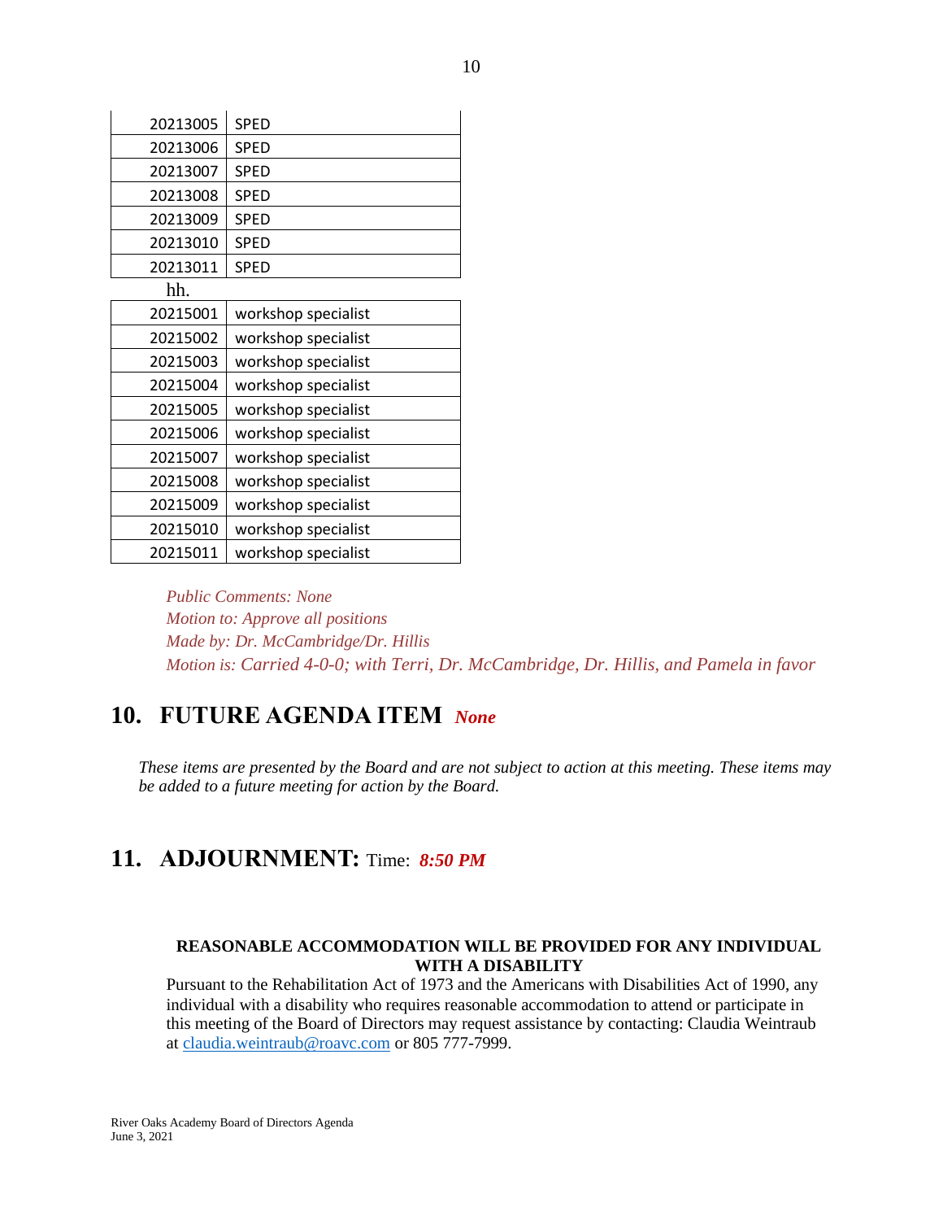| | |
|---|---|
| 20213005 | SPED |
| 20213006 | SPED |
| 20213007 | SPED |
| 20213008 | SPED |
| 20213009 | SPED |
| 20213010 | SPED |
| 20213011 | SPED |

hh.

| | |
|---|---|
| 20215001 | workshop specialist |
| 20215002 | workshop specialist |
| 20215003 | workshop specialist |
| 20215004 | workshop specialist |
| 20215005 | workshop specialist |
| 20215006 | workshop specialist |
| 20215007 | workshop specialist |
| 20215008 | workshop specialist |
| 20215009 | workshop specialist |
| 20215010 | workshop specialist |
| 20215011 | workshop specialist |

*Public Comments: None*
*Motion to: Approve all positions*
*Made by: Dr. McCambridge/Dr. Hillis*
*Motion is: Carried 4-0-0; with Terri, Dr. McCambridge, Dr. Hillis, and Pamela in favor*

## 10. FUTURE AGENDA ITEM *None*

*These items are presented by the Board and are not subject to action at this meeting. These items may be added to a future meeting for action by the Board.*

## 11. ADJOURNMENT: Time: *8:50 PM*

**REASONABLE ACCOMMODATION WILL BE PROVIDED FOR ANY INDIVIDUAL WITH A DISABILITY**

Pursuant to the Rehabilitation Act of 1973 and the Americans with Disabilities Act of 1990, any individual with a disability who requires reasonable accommodation to attend or participate in this meeting of the Board of Directors may request assistance by contacting: Claudia Weintraub at claudia.weintraub@roavc.com or 805 777-7999.